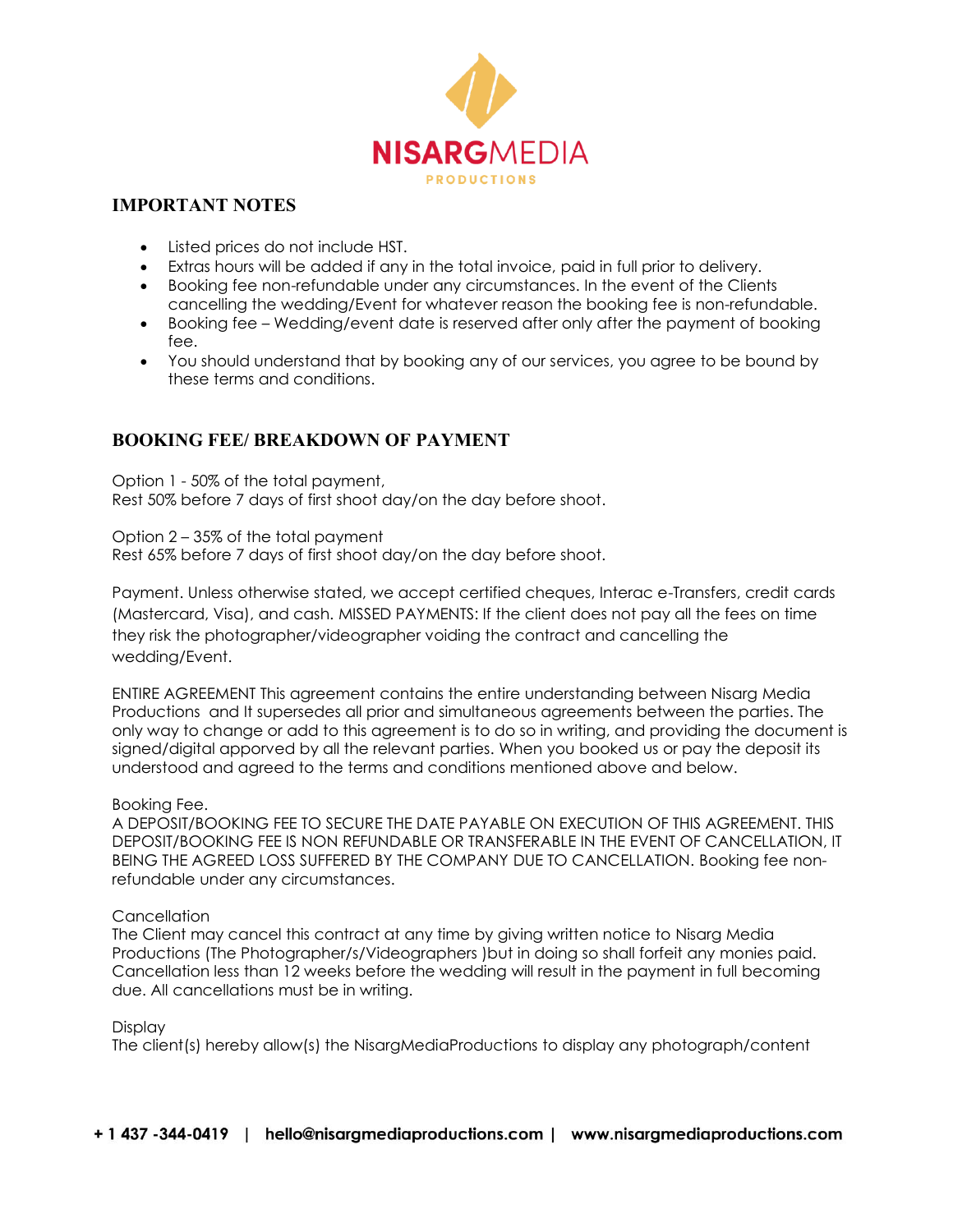NISARGMEDIA
PRODUCTIONS

## IMPORTANT NOTES

- Listed prices do not include HST.
- Extras hours will be added if any in the total invoice, paid in full prior to delivery.
- Booking fee non-refundable under any circumstances. In the event of the Clients cancelling the wedding/Event for whatever reason the booking fee is non-refundable.
- Booking fee – Wedding/event date is reserved after only after the payment of booking fee.
- You should understand that by booking any of our services, you agree to be bound by these terms and conditions.

## BOOKING FEE/ BREAKDOWN OF PAYMENT

Option 1 - 50% of the total payment,
Rest 50% before 7 days of first shoot day/on the day before shoot.

Option 2 – 35% of the total payment
Rest 65% before 7 days of first shoot day/on the day before shoot.

Payment. Unless otherwise stated, we accept certified cheques, Interac e-Transfers, credit cards (Mastercard, Visa), and cash. MISSED PAYMENTS: If the client does not pay all the fees on time they risk the photographer/videographer voiding the contract and cancelling the wedding/Event.

ENTIRE AGREEMENT This agreement contains the entire understanding between Nisarg Media Productions and It supersedes all prior and simultaneous agreements between the parties. The only way to change or add to this agreement is to do so in writing, and providing the document is signed/digital apporved by all the relevant parties. When you booked us or pay the deposit its understood and agreed to the terms and conditions mentioned above and below.

Booking Fee.
A DEPOSIT/BOOKING FEE TO SECURE THE DATE PAYABLE ON EXECUTION OF THIS AGREEMENT. THIS DEPOSIT/BOOKING FEE IS NON REFUNDABLE OR TRANSFERABLE IN THE EVENT OF CANCELLATION, IT BEING THE AGREED LOSS SUFFERED BY THE COMPANY DUE TO CANCELLATION. Booking fee non-refundable under any circumstances.

Cancellation
The Client may cancel this contract at any time by giving written notice to Nisarg Media Productions (The Photographer/s/Videographers )but in doing so shall forfeit any monies paid. Cancellation less than 12 weeks before the wedding will result in the payment in full becoming due. All cancellations must be in writing.

Display
The client(s) hereby allow(s) the NisargMediaProductions to display any photograph/content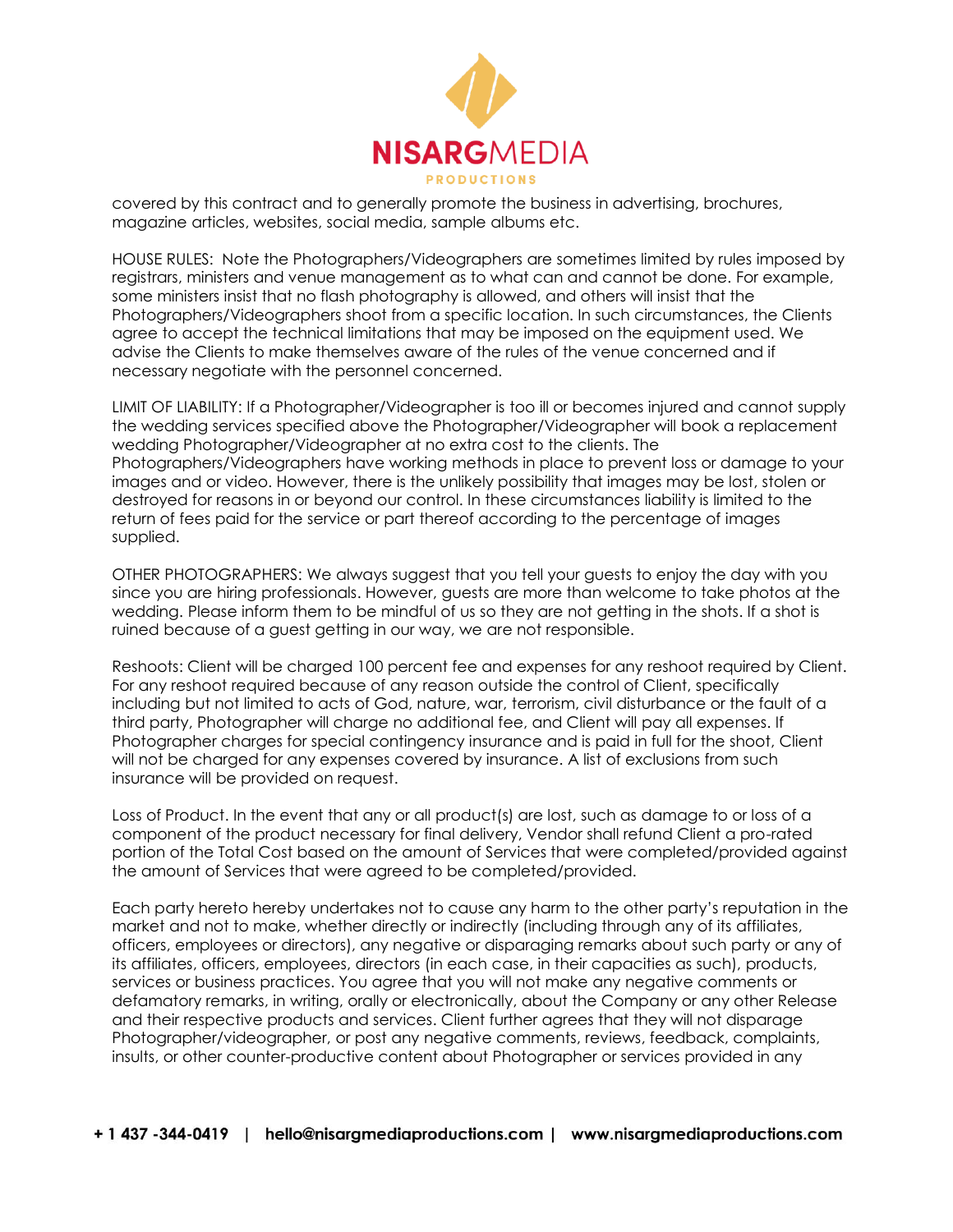covered by this contract and to generally promote the business in advertising, brochures, magazine articles, websites, social media, sample albums etc.

HOUSE RULES: Note the Photographers/Videographers are sometimes limited by rules imposed by registrars, ministers and venue management as to what can and cannot be done. For example, some ministers insist that no flash photography is allowed, and others will insist that the Photographers/Videographers shoot from a specific location. In such circumstances, the Clients agree to accept the technical limitations that may be imposed on the equipment used. We advise the Clients to make themselves aware of the rules of the venue concerned and if necessary negotiate with the personnel concerned.

LIMIT OF LIABILITY: If a Photographer/Videographer is too ill or becomes injured and cannot supply the wedding services specified above the Photographer/Videographer will book a replacement wedding Photographer/Videographer at no extra cost to the clients. The Photographers/Videographers have working methods in place to prevent loss or damage to your images and or video. However, there is the unlikely possibility that images may be lost, stolen or destroyed for reasons in or beyond our control. In these circumstances liability is limited to the return of fees paid for the service or part thereof according to the percentage of images supplied.

OTHER PHOTOGRAPHERS: We always suggest that you tell your guests to enjoy the day with you since you are hiring professionals. However, guests are more than welcome to take photos at the wedding. Please inform them to be mindful of us so they are not getting in the shots. If a shot is ruined because of a guest getting in our way, we are not responsible.

Reshoots: Client will be charged 100 percent fee and expenses for any reshoot required by Client. For any reshoot required because of any reason outside the control of Client, specifically including but not limited to acts of God, nature, war, terrorism, civil disturbance or the fault of a third party, Photographer will charge no additional fee, and Client will pay all expenses. If Photographer charges for special contingency insurance and is paid in full for the shoot, Client will not be charged for any expenses covered by insurance. A list of exclusions from such insurance will be provided on request.

Loss of Product. In the event that any or all product(s) are lost, such as damage to or loss of a component of the product necessary for final delivery, Vendor shall refund Client a pro-rated portion of the Total Cost based on the amount of Services that were completed/provided against the amount of Services that were agreed to be completed/provided.

Each party hereto hereby undertakes not to cause any harm to the other party's reputation in the market and not to make, whether directly or indirectly (including through any of its affiliates, officers, employees or directors), any negative or disparaging remarks about such party or any of its affiliates, officers, employees, directors (in each case, in their capacities as such), products, services or business practices. You agree that you will not make any negative comments or defamatory remarks, in writing, orally or electronically, about the Company or any other Release and their respective products and services. Client further agrees that they will not disparage Photographer/videographer, or post any negative comments, reviews, feedback, complaints, insults, or other counter-productive content about Photographer or services provided in any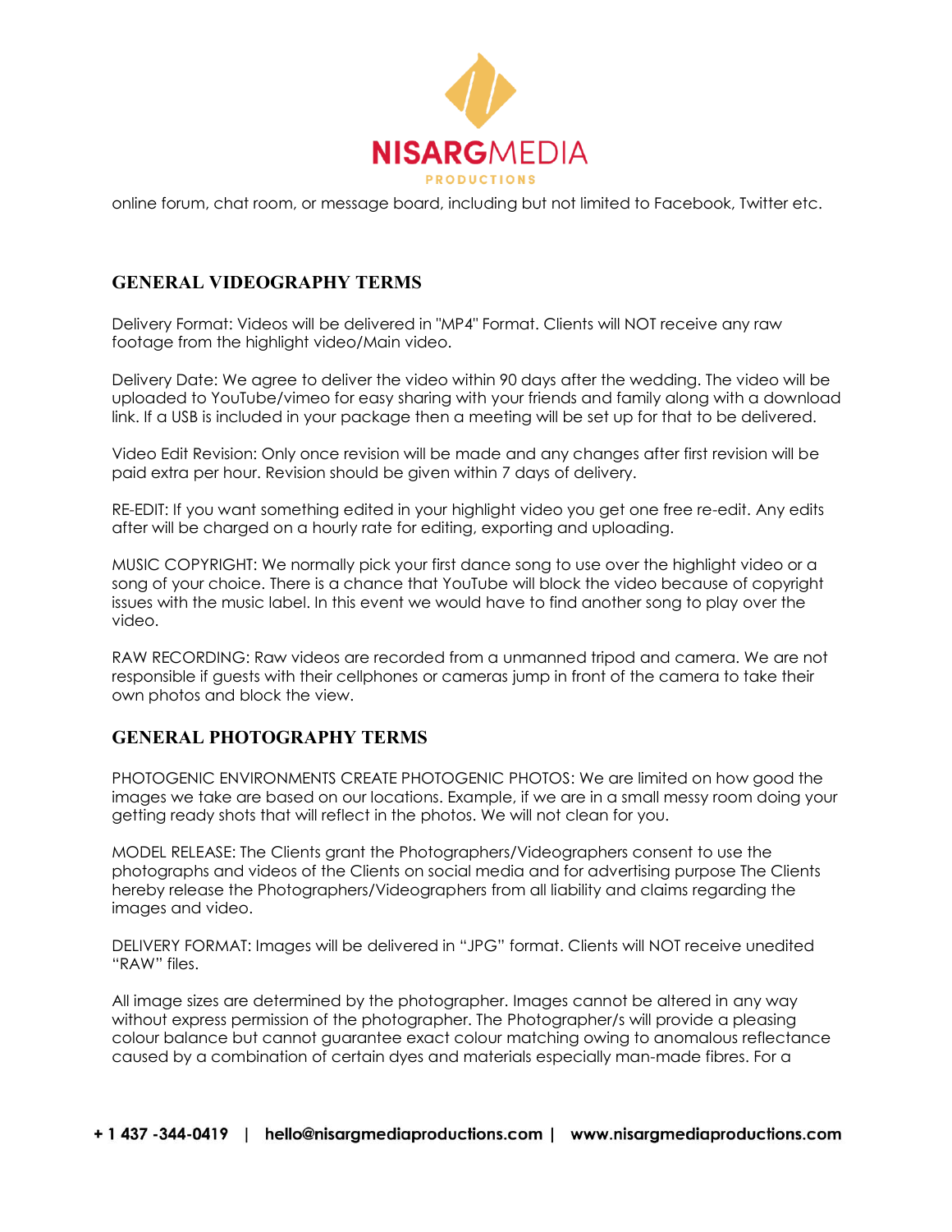online forum, chat room, or message board, including but not limited to Facebook, Twitter etc.

## GENERAL VIDEOGRAPHY TERMS

Delivery Format: Videos will be delivered in "MP4" Format. Clients will NOT receive any raw footage from the highlight video/Main video.

Delivery Date: We agree to deliver the video within 90 days after the wedding. The video will be uploaded to YouTube/vimeo for easy sharing with your friends and family along with a download link. If a USB is included in your package then a meeting will be set up for that to be delivered.

Video Edit Revision: Only once revision will be made and any changes after first revision will be paid extra per hour. Revision should be given within 7 days of delivery.

RE-EDIT: If you want something edited in your highlight video you get one free re-edit. Any edits after will be charged on a hourly rate for editing, exporting and uploading.

MUSIC COPYRIGHT: We normally pick your first dance song to use over the highlight video or a song of your choice. There is a chance that YouTube will block the video because of copyright issues with the music label. In this event we would have to find another song to play over the video.

RAW RECORDING: Raw videos are recorded from a unmanned tripod and camera. We are not responsible if guests with their cellphones or cameras jump in front of the camera to take their own photos and block the view.

## GENERAL PHOTOGRAPHY TERMS

PHOTOGENIC ENVIRONMENTS CREATE PHOTOGENIC PHOTOS: We are limited on how good the images we take are based on our locations. Example, if we are in a small messy room doing your getting ready shots that will reflect in the photos. We will not clean for you.

MODEL RELEASE: The Clients grant the Photographers/Videographers consent to use the photographs and videos of the Clients on social media and for advertising purpose The Clients hereby release the Photographers/Videographers from all liability and claims regarding the images and video.

DELIVERY FORMAT: Images will be delivered in "JPG" format. Clients will NOT receive unedited "RAW" files.

All image sizes are determined by the photographer. Images cannot be altered in any way without express permission of the photographer. The Photographer/s will provide a pleasing colour balance but cannot guarantee exact colour matching owing to anomalous reflectance caused by a combination of certain dyes and materials especially man-made fibres. For a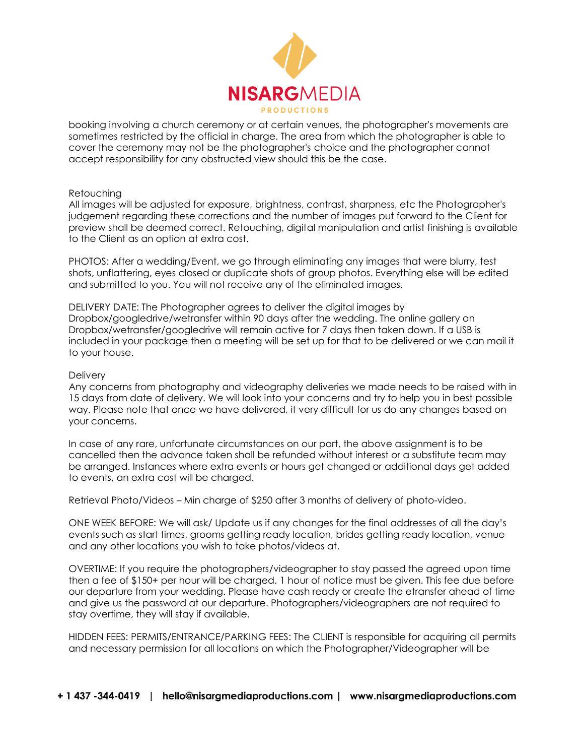booking involving a church ceremony or at certain venues, the photographer's movements are sometimes restricted by the official in charge. The area from which the photographer is able to cover the ceremony may not be the photographer's choice and the photographer cannot accept responsibility for any obstructed view should this be the case.

Retouching
All images will be adjusted for exposure, brightness, contrast, sharpness, etc the Photographer's judgement regarding these corrections and the number of images put forward to the Client for preview shall be deemed correct. Retouching, digital manipulation and artist finishing is available to the Client as an option at extra cost.

PHOTOS: After a wedding/Event, we go through eliminating any images that were blurry, test shots, unflattering, eyes closed or duplicate shots of group photos. Everything else will be edited and submitted to you. You will not receive any of the eliminated images.

DELIVERY DATE: The Photographer agrees to deliver the digital images by Dropbox/googledrive/wetransfer within 90 days after the wedding. The online gallery on Dropbox/wetransfer/googledrive will remain active for 7 days then taken down. If a USB is included in your package then a meeting will be set up for that to be delivered or we can mail it to your house.

Delivery
Any concerns from photography and videography deliveries we made needs to be raised with in 15 days from date of delivery. We will look into your concerns and try to help you in best possible way. Please note that once we have delivered, it very difficult for us do any changes based on your concerns.

In case of any rare, unfortunate circumstances on our part, the above assignment is to be cancelled then the advance taken shall be refunded without interest or a substitute team may be arranged. Instances where extra events or hours get changed or additional days get added to events, an extra cost will be charged.

Retrieval Photo/Videos – Min charge of $250 after 3 months of delivery of photo-video.

ONE WEEK BEFORE: We will ask/ Update us if any changes for the final addresses of all the day's events such as start times, grooms getting ready location, brides getting ready location, venue and any other locations you wish to take photos/videos at.

OVERTIME: If you require the photographers/videographer to stay passed the agreed upon time then a fee of $150+ per hour will be charged. 1 hour of notice must be given. This fee due before our departure from your wedding. Please have cash ready or create the etransfer ahead of time and give us the password at our departure. Photographers/videographers are not required to stay overtime, they will stay if available.

HIDDEN FEES: PERMITS/ENTRANCE/PARKING FEES: The CLIENT is responsible for acquiring all permits and necessary permission for all locations on which the Photographer/Videographer will be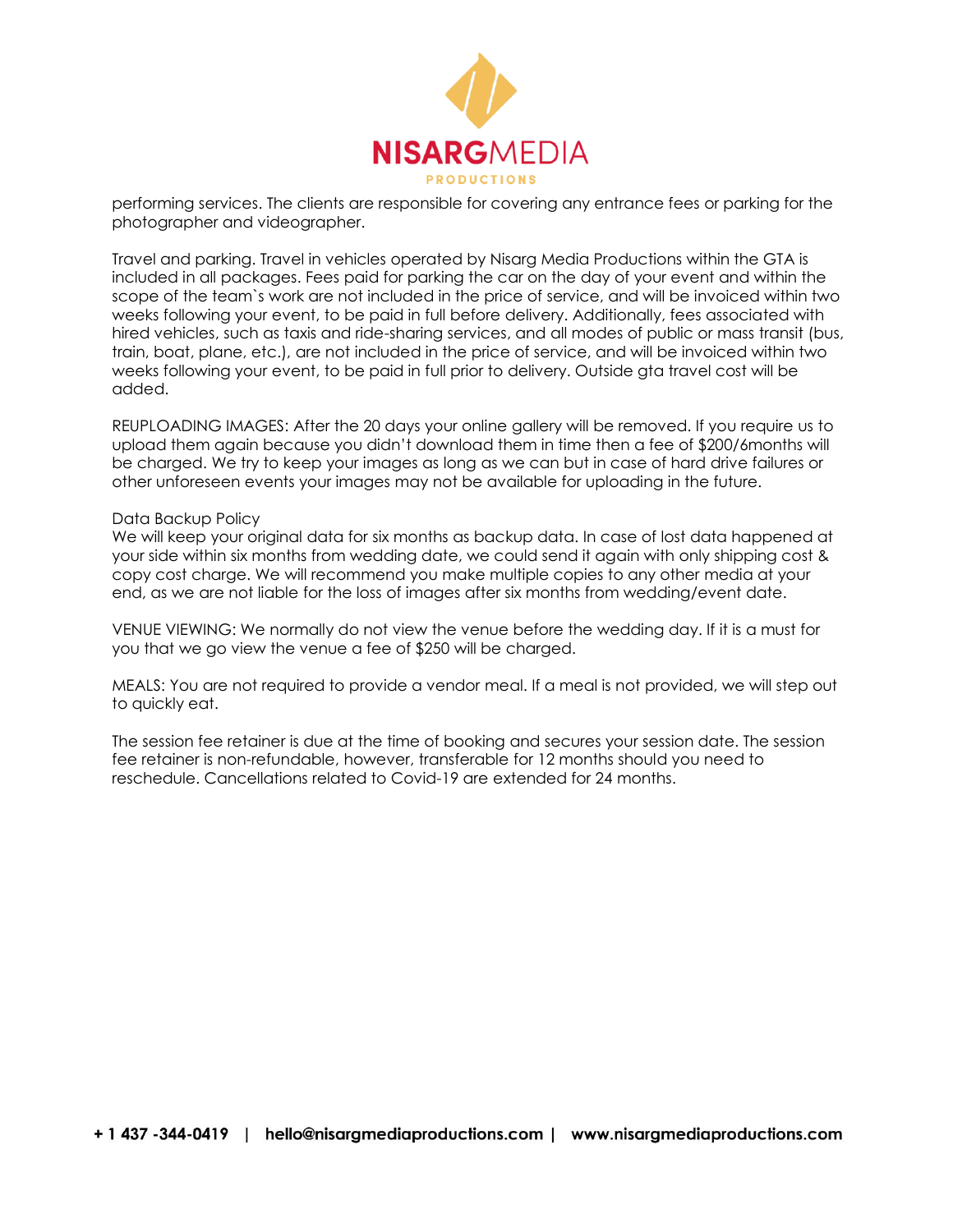performing services. The clients are responsible for covering any entrance fees or parking for the photographer and videographer.

Travel and parking. Travel in vehicles operated by Nisarg Media Productions within the GTA is included in all packages. Fees paid for parking the car on the day of your event and within the scope of the team`s work are not included in the price of service, and will be invoiced within two weeks following your event, to be paid in full before delivery. Additionally, fees associated with hired vehicles, such as taxis and ride-sharing services, and all modes of public or mass transit (bus, train, boat, plane, etc.), are not included in the price of service, and will be invoiced within two weeks following your event, to be paid in full prior to delivery. Outside gta travel cost will be added.

REUPLOADING IMAGES: After the 20 days your online gallery will be removed. If you require us to upload them again because you didn't download them in time then a fee of $200/6months will be charged. We try to keep your images as long as we can but in case of hard drive failures or other unforeseen events your images may not be available for uploading in the future.

Data Backup Policy
We will keep your original data for six months as backup data. In case of lost data happened at your side within six months from wedding date, we could send it again with only shipping cost & copy cost charge. We will recommend you make multiple copies to any other media at your end, as we are not liable for the loss of images after six months from wedding/event date.

VENUE VIEWING: We normally do not view the venue before the wedding day. If it is a must for you that we go view the venue a fee of $250 will be charged.

MEALS: You are not required to provide a vendor meal. If a meal is not provided, we will step out to quickly eat.

The session fee retainer is due at the time of booking and secures your session date. The session fee retainer is non-refundable, however, transferable for 12 months should you need to reschedule. Cancellations related to Covid-19 are extended for 24 months.